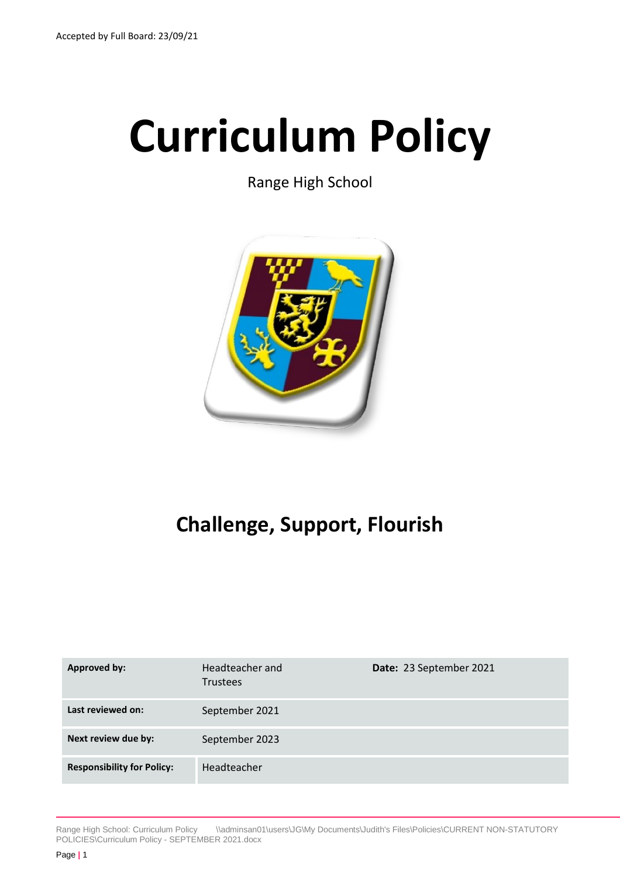Accepted by Full Board: 23/09/21

# Curriculum Policy

Range High School

## Challenge, Support, Flourish

| **Approved by:** | Headteacher and Trustees | **Date:** 23 September 2021 |
|---|---|---|
| **Last reviewed on:** | September 2021 | |
| **Next review due by:** | September 2023 | |
| **Responsibility for Policy:** | Headteacher | |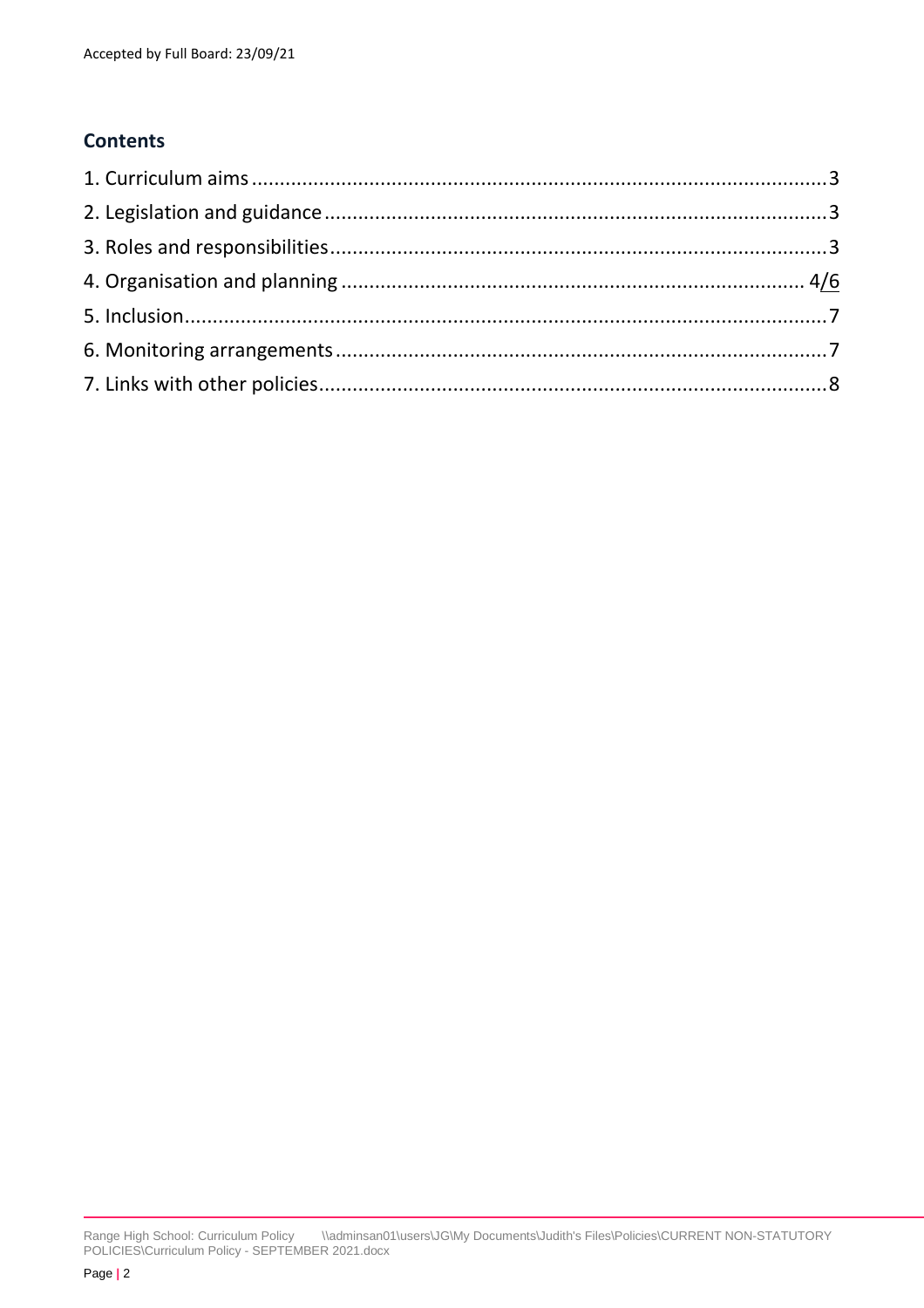Accepted by Full Board: 23/09/21

## Contents

1. Curriculum aims ........................................ 3
2. Legislation and guidance ........................................ 3
3. Roles and responsibilities ........................................ 3
4. Organisation and planning ........................................ 4/6
5. Inclusion ........................................ 7
6. Monitoring arrangements ........................................ 7
7. Links with other policies ........................................ 8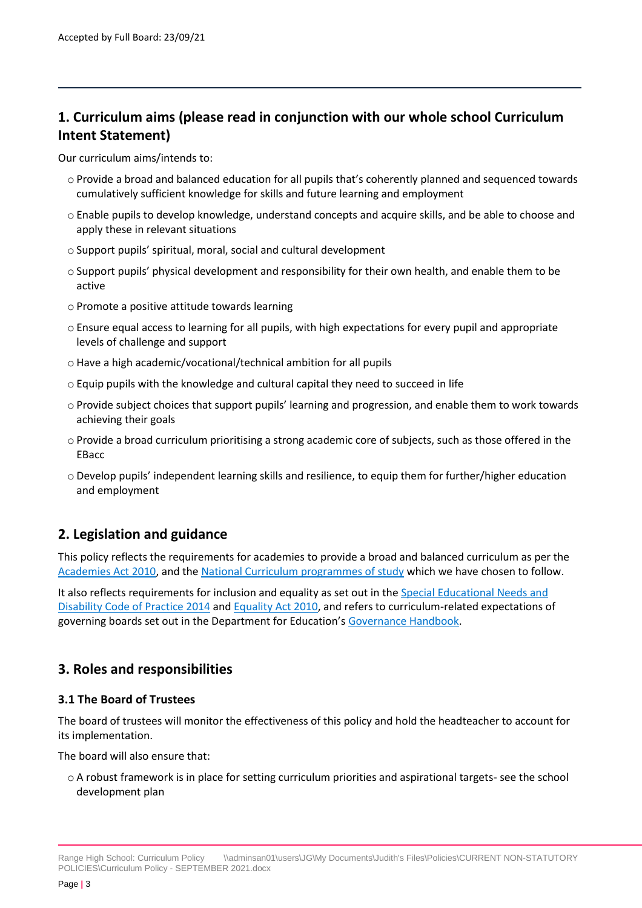Accepted by Full Board: 23/09/21

## 1. Curriculum aims (please read in conjunction with our whole school Curriculum Intent Statement)

Our curriculum aims/intends to:

- Provide a broad and balanced education for all pupils that's coherently planned and sequenced towards cumulatively sufficient knowledge for skills and future learning and employment
- Enable pupils to develop knowledge, understand concepts and acquire skills, and be able to choose and apply these in relevant situations
- Support pupils' spiritual, moral, social and cultural development
- Support pupils' physical development and responsibility for their own health, and enable them to be active
- Promote a positive attitude towards learning
- Ensure equal access to learning for all pupils, with high expectations for every pupil and appropriate levels of challenge and support
- Have a high academic/vocational/technical ambition for all pupils
- Equip pupils with the knowledge and cultural capital they need to succeed in life
- Provide subject choices that support pupils' learning and progression, and enable them to work towards achieving their goals
- Provide a broad curriculum prioritising a strong academic core of subjects, such as those offered in the EBacc
- Develop pupils' independent learning skills and resilience, to equip them for further/higher education and employment

## 2. Legislation and guidance

This policy reflects the requirements for academies to provide a broad and balanced curriculum as per the Academies Act 2010, and the National Curriculum programmes of study which we have chosen to follow.

It also reflects requirements for inclusion and equality as set out in the Special Educational Needs and Disability Code of Practice 2014 and Equality Act 2010, and refers to curriculum-related expectations of governing boards set out in the Department for Education's Governance Handbook.

## 3. Roles and responsibilities

### 3.1 The Board of Trustees

The board of trustees will monitor the effectiveness of this policy and hold the headteacher to account for its implementation.

The board will also ensure that:

- A robust framework is in place for setting curriculum priorities and aspirational targets- see the school development plan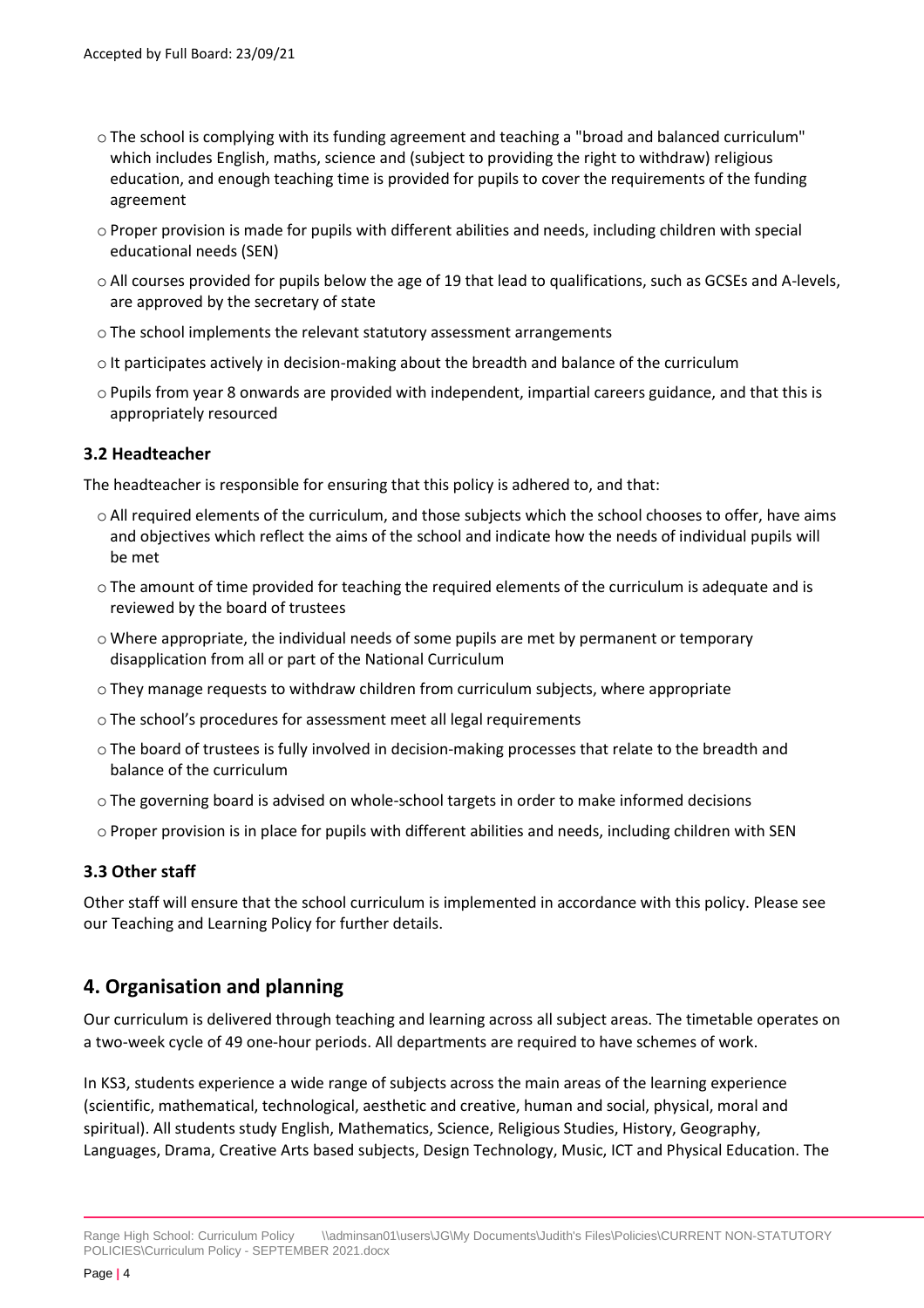- The school is complying with its funding agreement and teaching a "broad and balanced curriculum" which includes English, maths, science and (subject to providing the right to withdraw) religious education, and enough teaching time is provided for pupils to cover the requirements of the funding agreement
- Proper provision is made for pupils with different abilities and needs, including children with special educational needs (SEN)
- All courses provided for pupils below the age of 19 that lead to qualifications, such as GCSEs and A-levels, are approved by the secretary of state
- The school implements the relevant statutory assessment arrangements
- It participates actively in decision-making about the breadth and balance of the curriculum
- Pupils from year 8 onwards are provided with independent, impartial careers guidance, and that this is appropriately resourced

### 3.2 Headteacher

The headteacher is responsible for ensuring that this policy is adhered to, and that:

- All required elements of the curriculum, and those subjects which the school chooses to offer, have aims and objectives which reflect the aims of the school and indicate how the needs of individual pupils will be met
- The amount of time provided for teaching the required elements of the curriculum is adequate and is reviewed by the board of trustees
- Where appropriate, the individual needs of some pupils are met by permanent or temporary disapplication from all or part of the National Curriculum
- They manage requests to withdraw children from curriculum subjects, where appropriate
- The school's procedures for assessment meet all legal requirements
- The board of trustees is fully involved in decision-making processes that relate to the breadth and balance of the curriculum
- The governing board is advised on whole-school targets in order to make informed decisions
- Proper provision is in place for pupils with different abilities and needs, including children with SEN

### 3.3 Other staff

Other staff will ensure that the school curriculum is implemented in accordance with this policy. Please see our Teaching and Learning Policy for further details.

## 4. Organisation and planning

Our curriculum is delivered through teaching and learning across all subject areas. The timetable operates on a two-week cycle of 49 one-hour periods. All departments are required to have schemes of work.

In KS3, students experience a wide range of subjects across the main areas of the learning experience (scientific, mathematical, technological, aesthetic and creative, human and social, physical, moral and spiritual). All students study English, Mathematics, Science, Religious Studies, History, Geography, Languages, Drama, Creative Arts based subjects, Design Technology, Music, ICT and Physical Education. The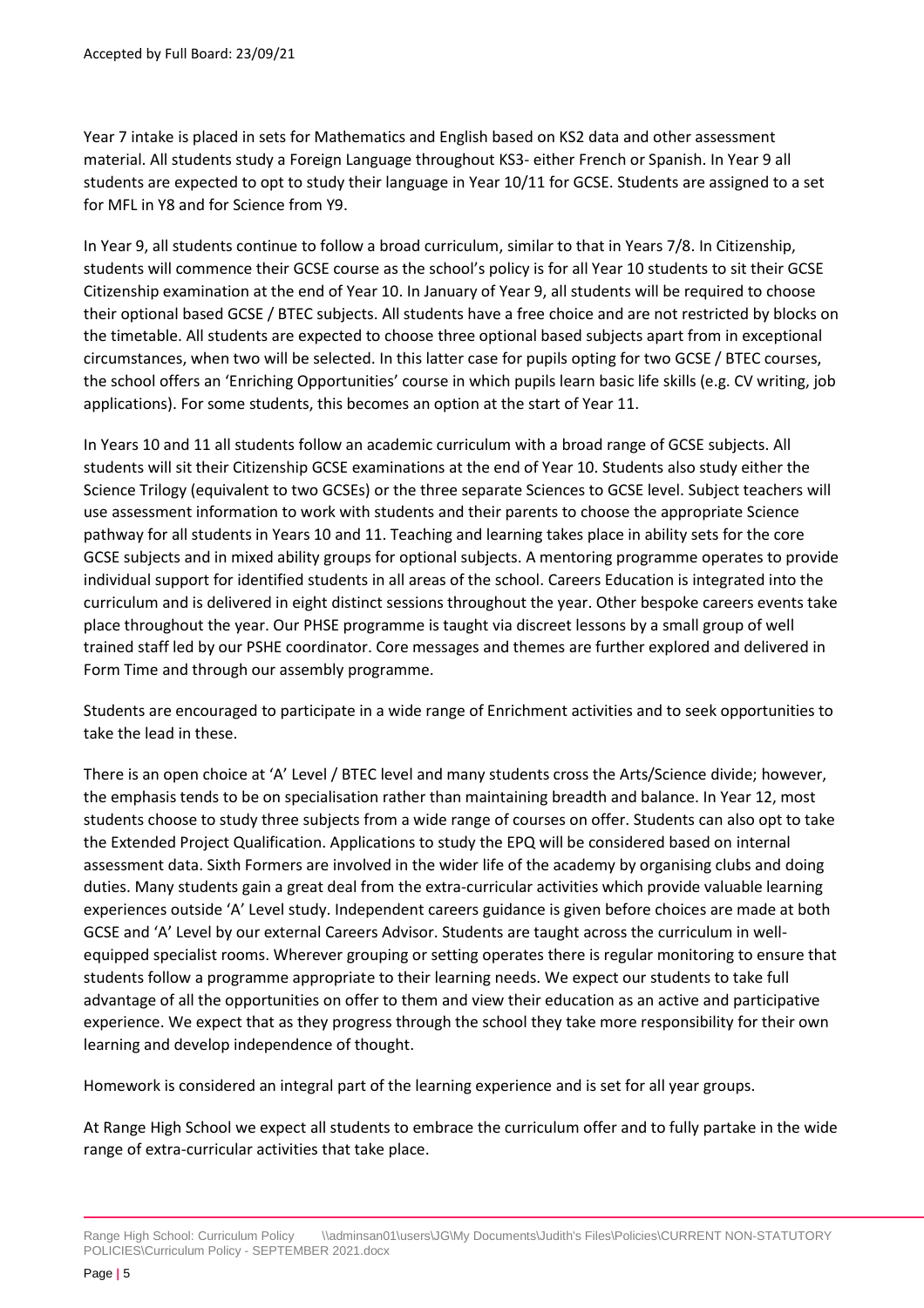Year 7 intake is placed in sets for Mathematics and English based on KS2 data and other assessment material. All students study a Foreign Language throughout KS3- either French or Spanish. In Year 9 all students are expected to opt to study their language in Year 10/11 for GCSE. Students are assigned to a set for MFL in Y8 and for Science from Y9.

In Year 9, all students continue to follow a broad curriculum, similar to that in Years 7/8. In Citizenship, students will commence their GCSE course as the school's policy is for all Year 10 students to sit their GCSE Citizenship examination at the end of Year 10. In January of Year 9, all students will be required to choose their optional based GCSE / BTEC subjects. All students have a free choice and are not restricted by blocks on the timetable. All students are expected to choose three optional based subjects apart from in exceptional circumstances, when two will be selected. In this latter case for pupils opting for two GCSE / BTEC courses, the school offers an 'Enriching Opportunities' course in which pupils learn basic life skills (e.g. CV writing, job applications). For some students, this becomes an option at the start of Year 11.

In Years 10 and 11 all students follow an academic curriculum with a broad range of GCSE subjects. All students will sit their Citizenship GCSE examinations at the end of Year 10. Students also study either the Science Trilogy (equivalent to two GCSEs) or the three separate Sciences to GCSE level. Subject teachers will use assessment information to work with students and their parents to choose the appropriate Science pathway for all students in Years 10 and 11. Teaching and learning takes place in ability sets for the core GCSE subjects and in mixed ability groups for optional subjects. A mentoring programme operates to provide individual support for identified students in all areas of the school. Careers Education is integrated into the curriculum and is delivered in eight distinct sessions throughout the year. Other bespoke careers events take place throughout the year. Our PHSE programme is taught via discreet lessons by a small group of well trained staff led by our PSHE coordinator. Core messages and themes are further explored and delivered in Form Time and through our assembly programme.

Students are encouraged to participate in a wide range of Enrichment activities and to seek opportunities to take the lead in these.

There is an open choice at 'A' Level / BTEC level and many students cross the Arts/Science divide; however, the emphasis tends to be on specialisation rather than maintaining breadth and balance. In Year 12, most students choose to study three subjects from a wide range of courses on offer. Students can also opt to take the Extended Project Qualification. Applications to study the EPQ will be considered based on internal assessment data. Sixth Formers are involved in the wider life of the academy by organising clubs and doing duties. Many students gain a great deal from the extra-curricular activities which provide valuable learning experiences outside 'A' Level study. Independent careers guidance is given before choices are made at both GCSE and 'A' Level by our external Careers Advisor. Students are taught across the curriculum in well-equipped specialist rooms. Wherever grouping or setting operates there is regular monitoring to ensure that students follow a programme appropriate to their learning needs. We expect our students to take full advantage of all the opportunities on offer to them and view their education as an active and participative experience. We expect that as they progress through the school they take more responsibility for their own learning and develop independence of thought.

Homework is considered an integral part of the learning experience and is set for all year groups.

At Range High School we expect all students to embrace the curriculum offer and to fully partake in the wide range of extra-curricular activities that take place.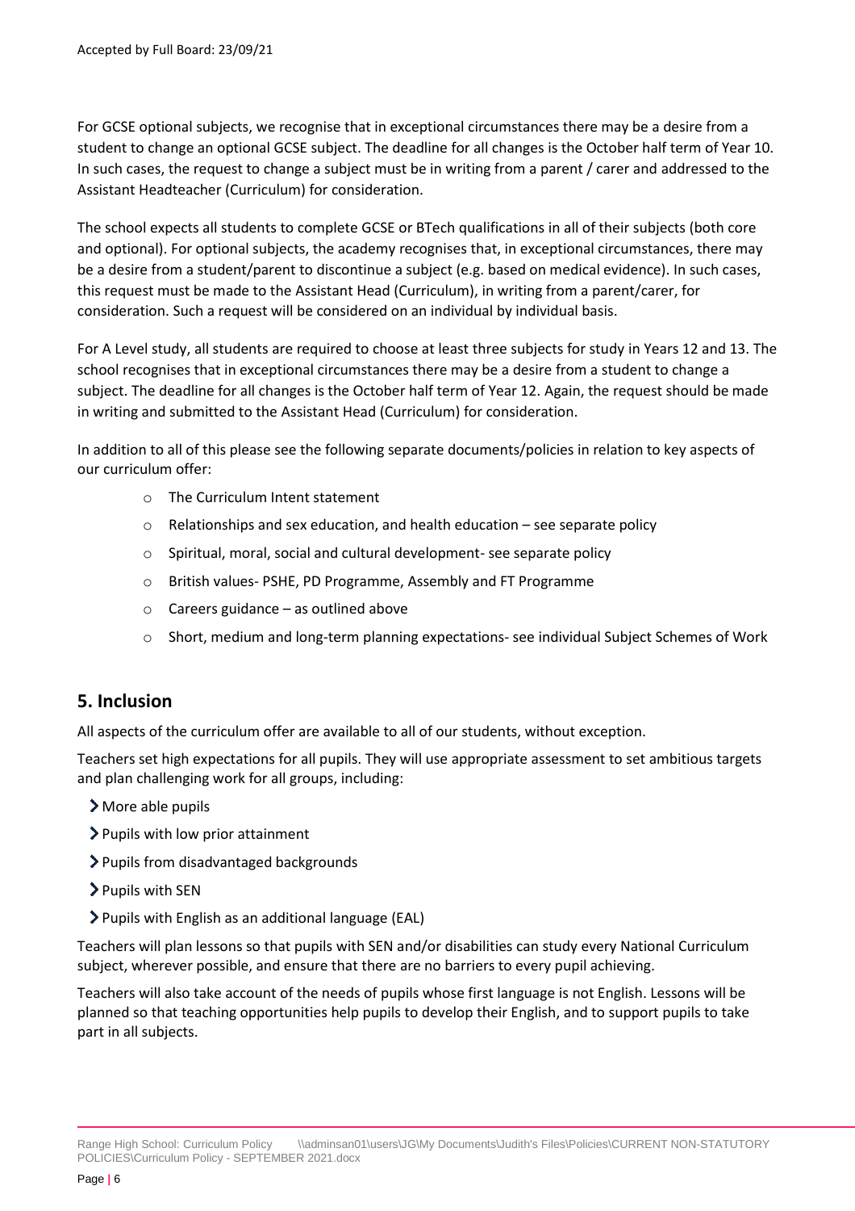For GCSE optional subjects, we recognise that in exceptional circumstances there may be a desire from a student to change an optional GCSE subject. The deadline for all changes is the October half term of Year 10. In such cases, the request to change a subject must be in writing from a parent / carer and addressed to the Assistant Headteacher (Curriculum) for consideration.

The school expects all students to complete GCSE or BTech qualifications in all of their subjects (both core and optional). For optional subjects, the academy recognises that, in exceptional circumstances, there may be a desire from a student/parent to discontinue a subject (e.g. based on medical evidence). In such cases, this request must be made to the Assistant Head (Curriculum), in writing from a parent/carer, for consideration. Such a request will be considered on an individual by individual basis.

For A Level study, all students are required to choose at least three subjects for study in Years 12 and 13. The school recognises that in exceptional circumstances there may be a desire from a student to change a subject. The deadline for all changes is the October half term of Year 12. Again, the request should be made in writing and submitted to the Assistant Head (Curriculum) for consideration.

In addition to all of this please see the following separate documents/policies in relation to key aspects of our curriculum offer:

- The Curriculum Intent statement
- Relationships and sex education, and health education – see separate policy
- Spiritual, moral, social and cultural development- see separate policy
- British values- PSHE, PD Programme, Assembly and FT Programme
- Careers guidance – as outlined above
- Short, medium and long-term planning expectations- see individual Subject Schemes of Work

## 5. Inclusion

All aspects of the curriculum offer are available to all of our students, without exception.

Teachers set high expectations for all pupils. They will use appropriate assessment to set ambitious targets and plan challenging work for all groups, including:

- More able pupils
- Pupils with low prior attainment
- Pupils from disadvantaged backgrounds
- Pupils with SEN
- Pupils with English as an additional language (EAL)

Teachers will plan lessons so that pupils with SEN and/or disabilities can study every National Curriculum subject, wherever possible, and ensure that there are no barriers to every pupil achieving.

Teachers will also take account of the needs of pupils whose first language is not English. Lessons will be planned so that teaching opportunities help pupils to develop their English, and to support pupils to take part in all subjects.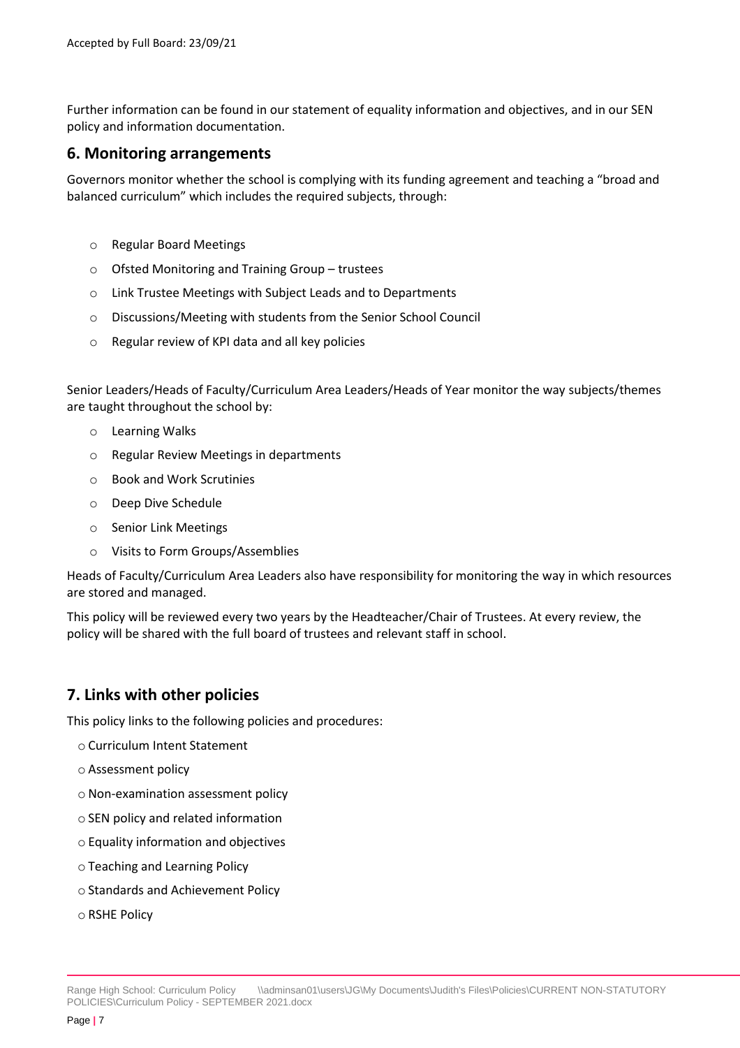Further information can be found in our statement of equality information and objectives, and in our SEN policy and information documentation.

## 6. Monitoring arrangements

Governors monitor whether the school is complying with its funding agreement and teaching a "broad and balanced curriculum" which includes the required subjects, through:

- Regular Board Meetings
- Ofsted Monitoring and Training Group – trustees
- Link Trustee Meetings with Subject Leads and to Departments
- Discussions/Meeting with students from the Senior School Council
- Regular review of KPI data and all key policies

Senior Leaders/Heads of Faculty/Curriculum Area Leaders/Heads of Year monitor the way subjects/themes are taught throughout the school by:

- Learning Walks
- Regular Review Meetings in departments
- Book and Work Scrutinies
- Deep Dive Schedule
- Senior Link Meetings
- Visits to Form Groups/Assemblies

Heads of Faculty/Curriculum Area Leaders also have responsibility for monitoring the way in which resources are stored and managed.

This policy will be reviewed every two years by the Headteacher/Chair of Trustees. At every review, the policy will be shared with the full board of trustees and relevant staff in school.

## 7. Links with other policies

This policy links to the following policies and procedures:

- Curriculum Intent Statement
- Assessment policy
- Non-examination assessment policy
- SEN policy and related information
- Equality information and objectives
- Teaching and Learning Policy
- Standards and Achievement Policy
- RSHE Policy